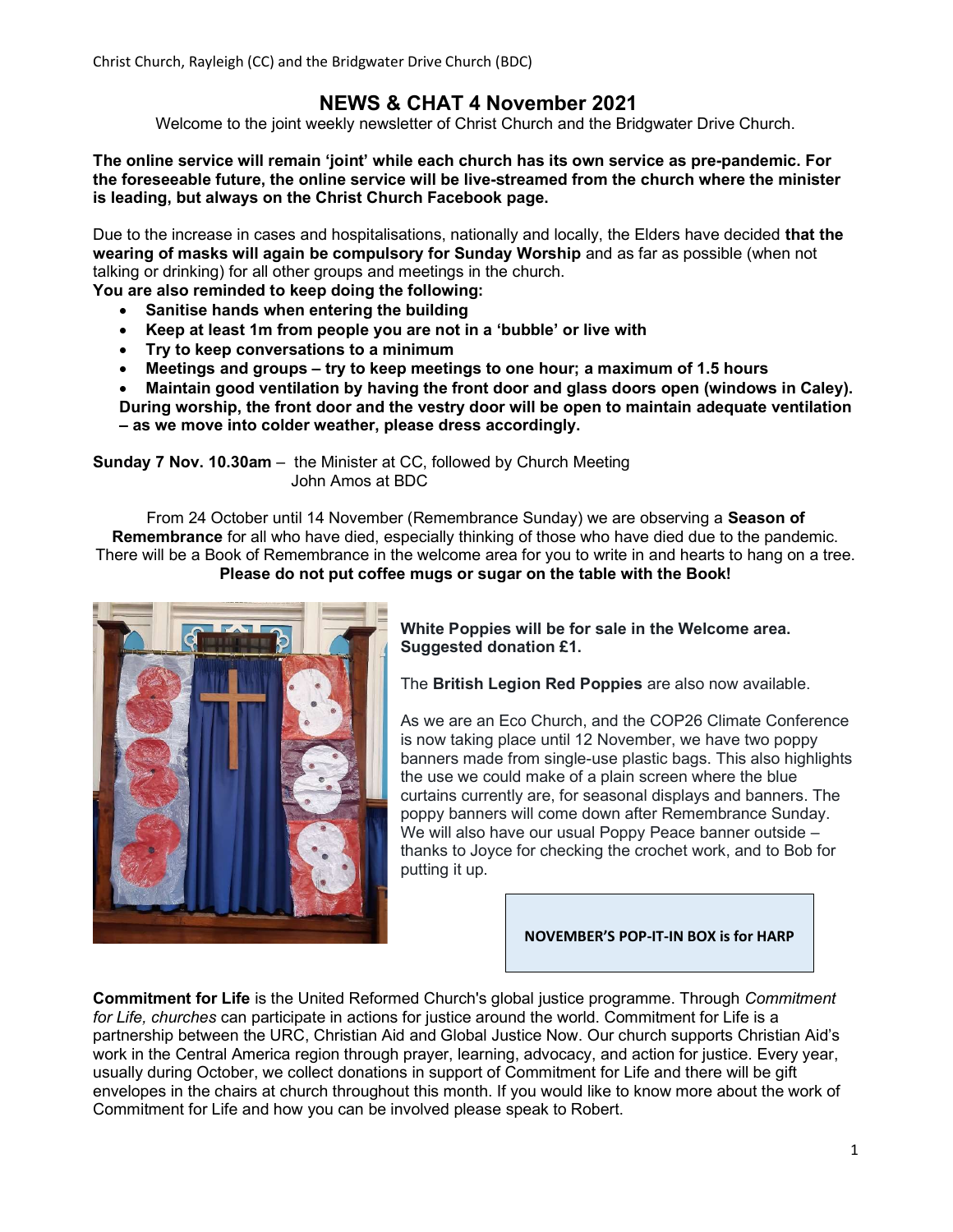Christ Church, Rayleigh (CC) and the Bridgwater Drive Church (BDC)

# NEWS & CHAT 4 November 2021

Welcome to the joint weekly newsletter of Christ Church and the Bridgwater Drive Church.

**The online service will remain 'joint' while each church has its own service as pre-pandemic. For the foreseeable future, the online service will be live-streamed from the church where the minister is leading, but always on the Christ Church Facebook page.**

Due to the increase in cases and hospitalisations, nationally and locally, the Elders have decided **that the wearing of masks will again be compulsory for Sunday Worship** and as far as possible (when not talking or drinking) for all other groups and meetings in the church.

**You are also reminded to keep doing the following:**

- **Sanitise hands when entering the building**
- **Keep at least 1m from people you are not in a 'bubble' or live with**
- **Try to keep conversations to a minimum**
- **Meetings and groups – try to keep meetings to one hour; a maximum of 1.5 hours**
- **Maintain good ventilation by having the front door and glass doors open (windows in Caley). During worship, the front door and the vestry door will be open to maintain adequate ventilation – as we move into colder weather, please dress accordingly.**

**Sunday 7 Nov. 10.30am** – the Minister at CC, followed by Church Meeting
John Amos at BDC

From 24 October until 14 November (Remembrance Sunday) we are observing a **Season of Remembrance** for all who have died, especially thinking of those who have died due to the pandemic. There will be a Book of Remembrance in the welcome area for you to write in and hearts to hang on a tree. **Please do not put coffee mugs or sugar on the table with the Book!**

**White Poppies will be for sale in the Welcome area. Suggested donation £1.**

The **British Legion Red Poppies** are also now available.

As we are an Eco Church, and the COP26 Climate Conference is now taking place until 12 November, we have two poppy banners made from single-use plastic bags. This also highlights the use we could make of a plain screen where the blue curtains currently are, for seasonal displays and banners. The poppy banners will come down after Remembrance Sunday. We will also have our usual Poppy Peace banner outside – thanks to Joyce for checking the crochet work, and to Bob for putting it up.

**NOVEMBER'S POP-IT-IN BOX is for HARP**

**Commitment for Life** is the United Reformed Church's global justice programme. Through *Commitment for Life, churches* can participate in actions for justice around the world. Commitment for Life is a partnership between the URC, Christian Aid and Global Justice Now. Our church supports Christian Aid's work in the Central America region through prayer, learning, advocacy, and action for justice. Every year, usually during October, we collect donations in support of Commitment for Life and there will be gift envelopes in the chairs at church throughout this month. If you would like to know more about the work of Commitment for Life and how you can be involved please speak to Robert.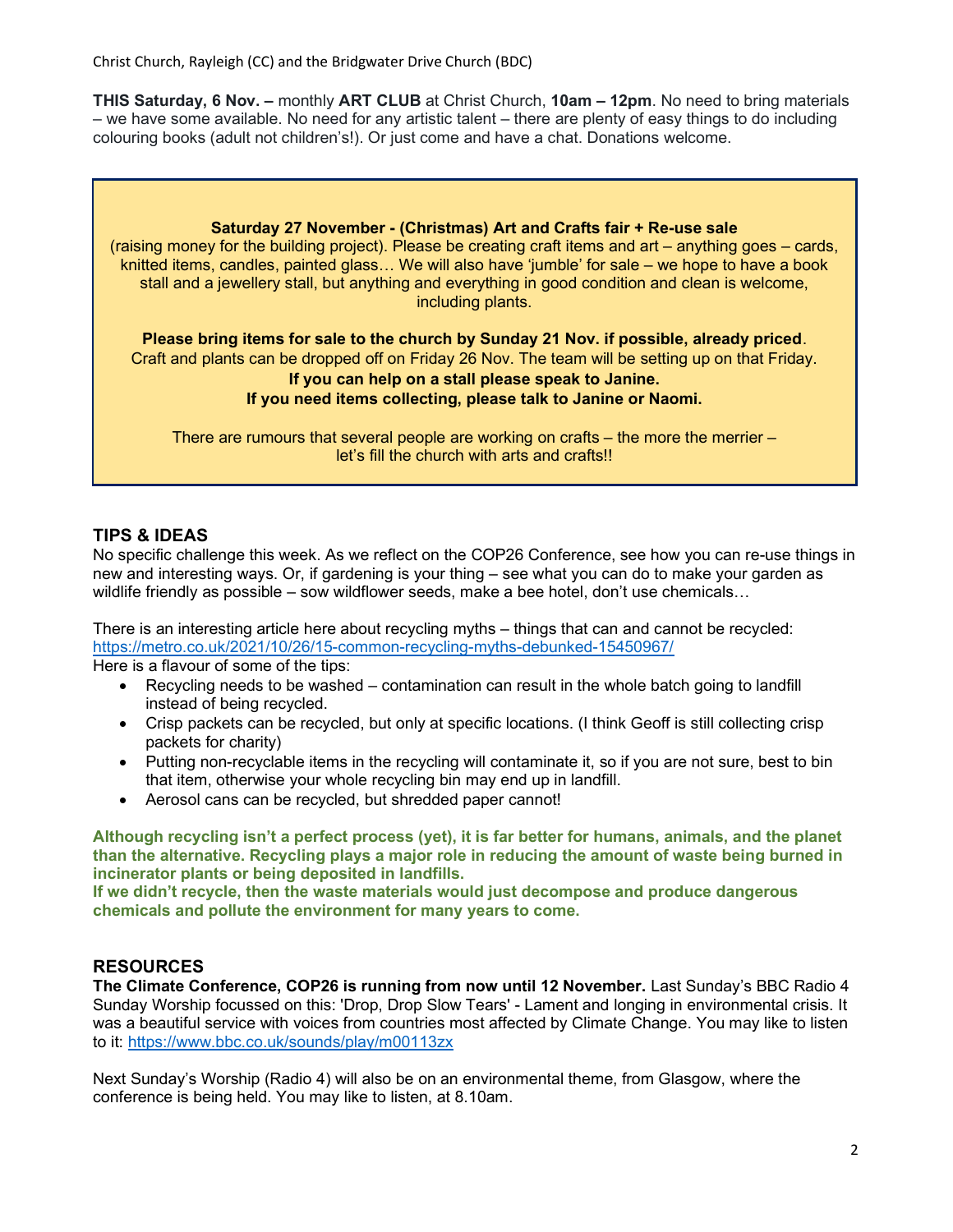**THIS Saturday, 6 Nov. –** monthly **ART CLUB** at Christ Church, **10am – 12pm**. No need to bring materials – we have some available. No need for any artistic talent – there are plenty of easy things to do including colouring books (adult not children's!). Or just come and have a chat. Donations welcome.

**Saturday 27 November - (Christmas) Art and Crafts fair + Re-use sale**

(raising money for the building project). Please be creating craft items and art – anything goes – cards, knitted items, candles, painted glass… We will also have 'jumble' for sale – we hope to have a book stall and a jewellery stall, but anything and everything in good condition and clean is welcome, including plants.

**Please bring items for sale to the church by Sunday 21 Nov. if possible, already priced**.
Craft and plants can be dropped off on Friday 26 Nov. The team will be setting up on that Friday.
**If you can help on a stall please speak to Janine.**
**If you need items collecting, please talk to Janine or Naomi.**

There are rumours that several people are working on crafts – the more the merrier – let's fill the church with arts and crafts!!

## TIPS & IDEAS

No specific challenge this week. As we reflect on the COP26 Conference, see how you can re-use things in new and interesting ways. Or, if gardening is your thing – see what you can do to make your garden as wildlife friendly as possible – sow wildflower seeds, make a bee hotel, don't use chemicals…

There is an interesting article here about recycling myths – things that can and cannot be recycled: https://metro.co.uk/2021/10/26/15-common-recycling-myths-debunked-15450967/
Here is a flavour of some of the tips:

- Recycling needs to be washed – contamination can result in the whole batch going to landfill instead of being recycled.
- Crisp packets can be recycled, but only at specific locations. (I think Geoff is still collecting crisp packets for charity)
- Putting non-recyclable items in the recycling will contaminate it, so if you are not sure, best to bin that item, otherwise your whole recycling bin may end up in landfill.
- Aerosol cans can be recycled, but shredded paper cannot!

**Although recycling isn't a perfect process (yet), it is far better for humans, animals, and the planet than the alternative. Recycling plays a major role in reducing the amount of waste being burned in incinerator plants or being deposited in landfills.**
**If we didn't recycle, then the waste materials would just decompose and produce dangerous chemicals and pollute the environment for many years to come.**

## RESOURCES

**The Climate Conference, COP26 is running from now until 12 November.** Last Sunday's BBC Radio 4 Sunday Worship focussed on this: 'Drop, Drop Slow Tears' - Lament and longing in environmental crisis. It was a beautiful service with voices from countries most affected by Climate Change. You may like to listen to it: https://www.bbc.co.uk/sounds/play/m00113zx

Next Sunday's Worship (Radio 4) will also be on an environmental theme, from Glasgow, where the conference is being held. You may like to listen, at 8.10am.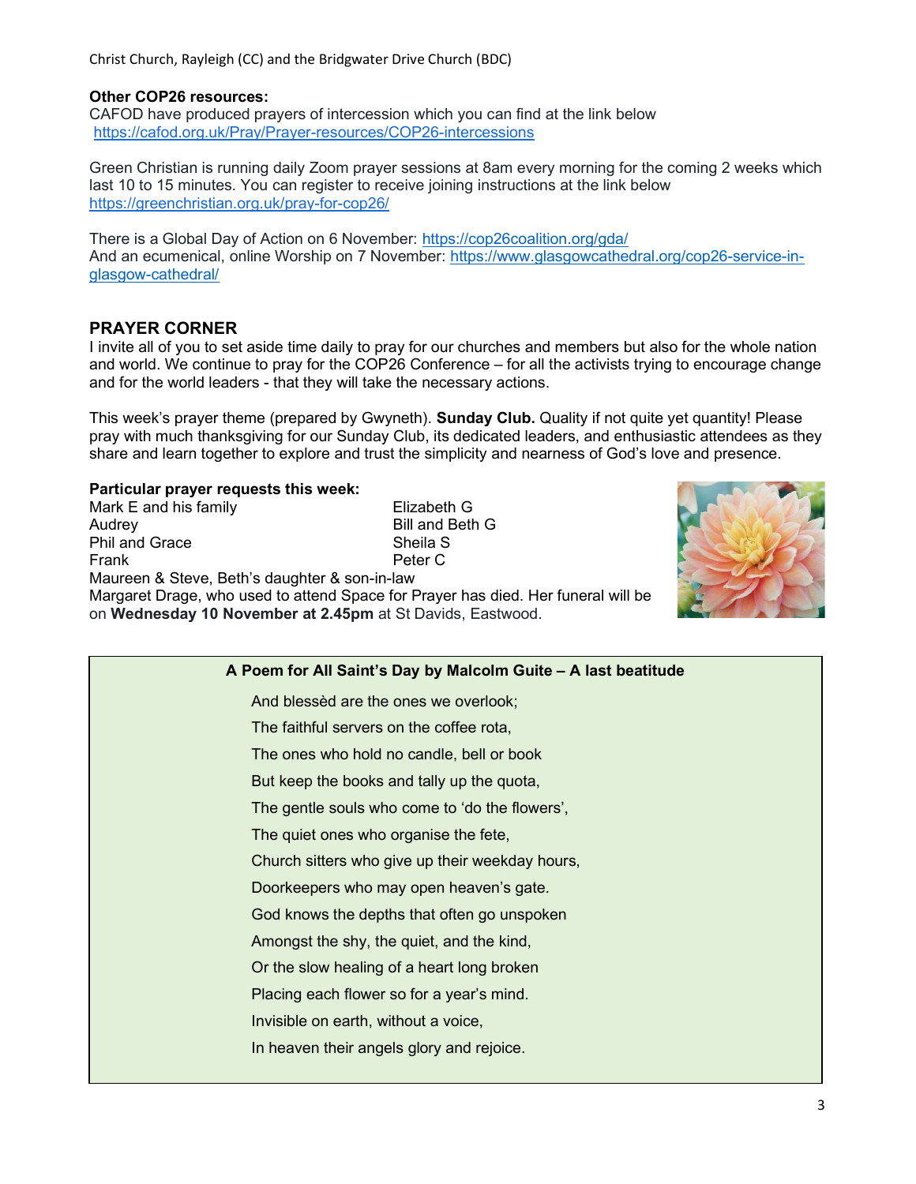**Other COP26 resources:**
CAFOD have produced prayers of intercession which you can find at the link below
https://cafod.org.uk/Pray/Prayer-resources/COP26-intercessions

Green Christian is running daily Zoom prayer sessions at 8am every morning for the coming 2 weeks which last 10 to 15 minutes. You can register to receive joining instructions at the link below
https://greenchristian.org.uk/pray-for-cop26/

There is a Global Day of Action on 6 November: https://cop26coalition.org/gda/
And an ecumenical, online Worship on 7 November: https://www.glasgowcathedral.org/cop26-service-in-glasgow-cathedral/

## PRAYER CORNER

I invite all of you to set aside time daily to pray for our churches and members but also for the whole nation and world. We continue to pray for the COP26 Conference – for all the activists trying to encourage change and for the world leaders - that they will take the necessary actions.

This week's prayer theme (prepared by Gwyneth). **Sunday Club.** Quality if not quite yet quantity! Please pray with much thanksgiving for our Sunday Club, its dedicated leaders, and enthusiastic attendees as they share and learn together to explore and trust the simplicity and nearness of God's love and presence.

**Particular prayer requests this week:**

Mark E and his family
Audrey
Phil and Grace
Frank
Elizabeth G
Bill and Beth G
Sheila S
Peter C
Maureen & Steve, Beth's daughter & son-in-law
Margaret Drage, who used to attend Space for Prayer has died. Her funeral will be on **Wednesday 10 November at 2.45pm** at St Davids, Eastwood.

**A Poem for All Saint's Day by Malcolm Guite – A last beatitude**

And blessèd are the ones we overlook;
The faithful servers on the coffee rota,
The ones who hold no candle, bell or book
But keep the books and tally up the quota,
The gentle souls who come to 'do the flowers',
The quiet ones who organise the fete,
Church sitters who give up their weekday hours,
Doorkeepers who may open heaven's gate.
God knows the depths that often go unspoken
Amongst the shy, the quiet, and the kind,
Or the slow healing of a heart long broken
Placing each flower so for a year's mind.
Invisible on earth, without a voice,
In heaven their angels glory and rejoice.